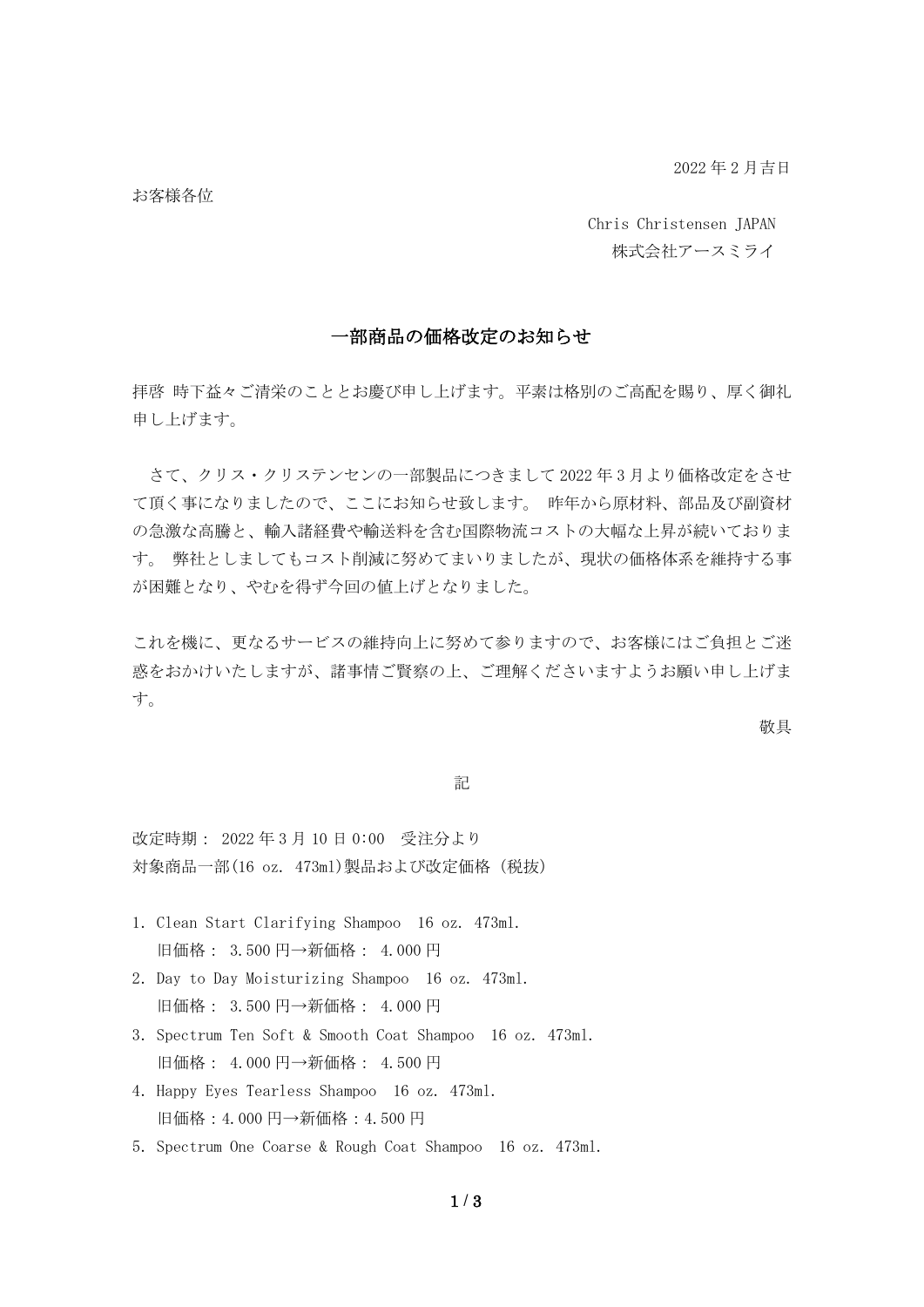2022 年 2 月吉日

お客様各位

Chris Christensen JAPAN
株式会社アースミライ

## 一部商品の価格改定のお知らせ

拝啓 時下益々ご清栄のこととお慶び申し上げます。平素は格別のご高配を賜り、厚く御礼申し上げます。

さて、クリス・クリステンセンの一部製品につきまして 2022 年 3 月より価格改定をさせて頂く事になりましたので、ここにお知らせ致します。 昨年から原材料、部品及び副資材の急激な高騰と、輸入諸経費や輸送料を含む国際物流コストの大幅な上昇が続いております。 弊社としましてもコスト削減に努めてまいりましたが、現状の価格体系を維持する事が困難となり、やむを得ず今回の値上げとなりました。

これを機に、更なるサービスの維持向上に努めて参りますので、お客様にはご負担とご迷惑をおかけいたしますが、諸事情ご賢察の上、ご理解くださいますようお願い申し上げます。

敬具

記

改定時期： 2022 年 3 月 10 日 0:00 受注分より
対象商品一部(16 oz. 473ml)製品および改定価格 (税抜)

1. Clean Start Clarifying Shampoo 16 oz. 473ml.
   旧価格： 3.500 円→新価格： 4.000 円
2. Day to Day Moisturizing Shampoo 16 oz. 473ml.
   旧価格： 3.500 円→新価格： 4.000 円
3. Spectrum Ten Soft & Smooth Coat Shampoo 16 oz. 473ml.
   旧価格： 4.000 円→新価格： 4.500 円
4. Happy Eyes Tearless Shampoo 16 oz. 473ml.
   旧価格：4.000 円→新価格：4.500 円
5. Spectrum One Coarse & Rough Coat Shampoo 16 oz. 473ml.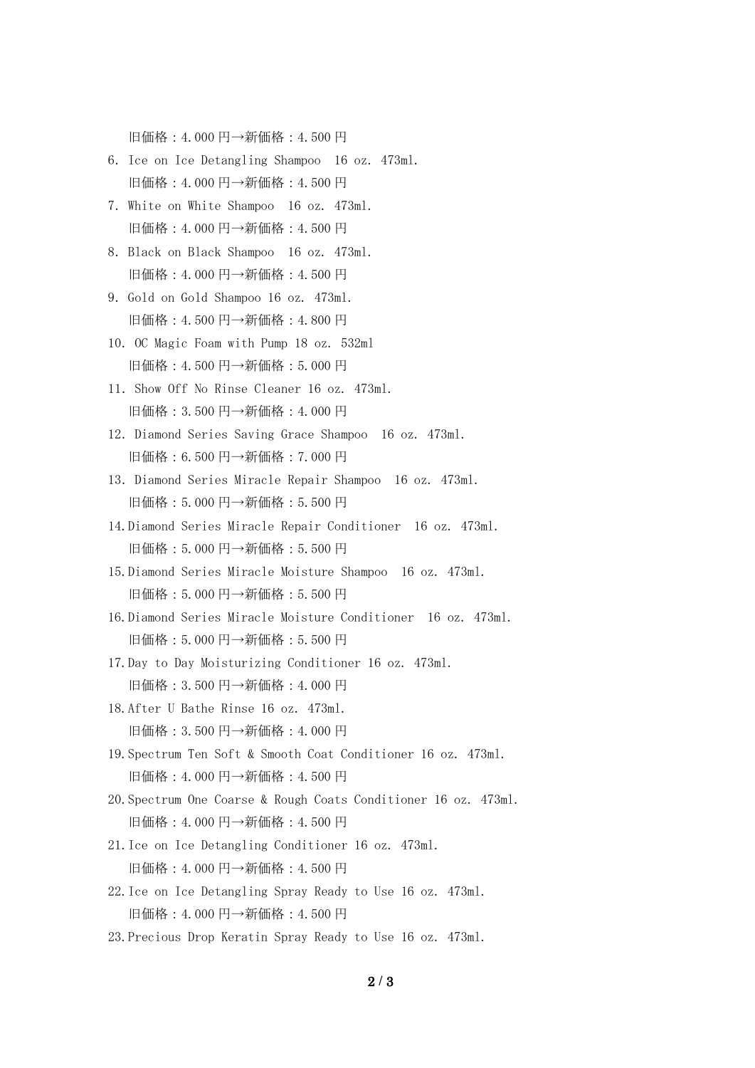旧価格：4.000 円→新価格：4.500 円

6. Ice on Ice Detangling Shampoo  16 oz. 473ml.
   旧価格：4.000 円→新価格：4.500 円
7. White on White Shampoo  16 oz. 473ml.
   旧価格：4.000 円→新価格：4.500 円
8. Black on Black Shampoo  16 oz. 473ml.
   旧価格：4.000 円→新価格：4.500 円
9. Gold on Gold Shampoo 16 oz. 473ml.
   旧価格：4.500 円→新価格：4.800 円
10. OC Magic Foam with Pump 18 oz. 532ml
    旧価格：4.500 円→新価格：5.000 円
11. Show Off No Rinse Cleaner 16 oz. 473ml.
    旧価格：3.500 円→新価格：4.000 円
12. Diamond Series Saving Grace Shampoo  16 oz. 473ml.
    旧価格：6.500 円→新価格：7.000 円
13. Diamond Series Miracle Repair Shampoo  16 oz. 473ml.
    旧価格：5.000 円→新価格：5.500 円
14. Diamond Series Miracle Repair Conditioner  16 oz. 473ml.
    旧価格：5.000 円→新価格：5.500 円
15. Diamond Series Miracle Moisture Shampoo  16 oz. 473ml.
    旧価格：5.000 円→新価格：5.500 円
16. Diamond Series Miracle Moisture Conditioner  16 oz. 473ml.
    旧価格：5.000 円→新価格：5.500 円
17. Day to Day Moisturizing Conditioner 16 oz. 473ml.
    旧価格：3.500 円→新価格：4.000 円
18. After U Bathe Rinse 16 oz. 473ml.
    旧価格：3.500 円→新価格：4.000 円
19. Spectrum Ten Soft & Smooth Coat Conditioner 16 oz. 473ml.
    旧価格：4.000 円→新価格：4.500 円
20. Spectrum One Coarse & Rough Coats Conditioner 16 oz. 473ml.
    旧価格：4.000 円→新価格：4.500 円
21. Ice on Ice Detangling Conditioner 16 oz. 473ml.
    旧価格：4.000 円→新価格：4.500 円
22. Ice on Ice Detangling Spray Ready to Use 16 oz. 473ml.
    旧価格：4.000 円→新価格：4.500 円
23. Precious Drop Keratin Spray Ready to Use 16 oz. 473ml.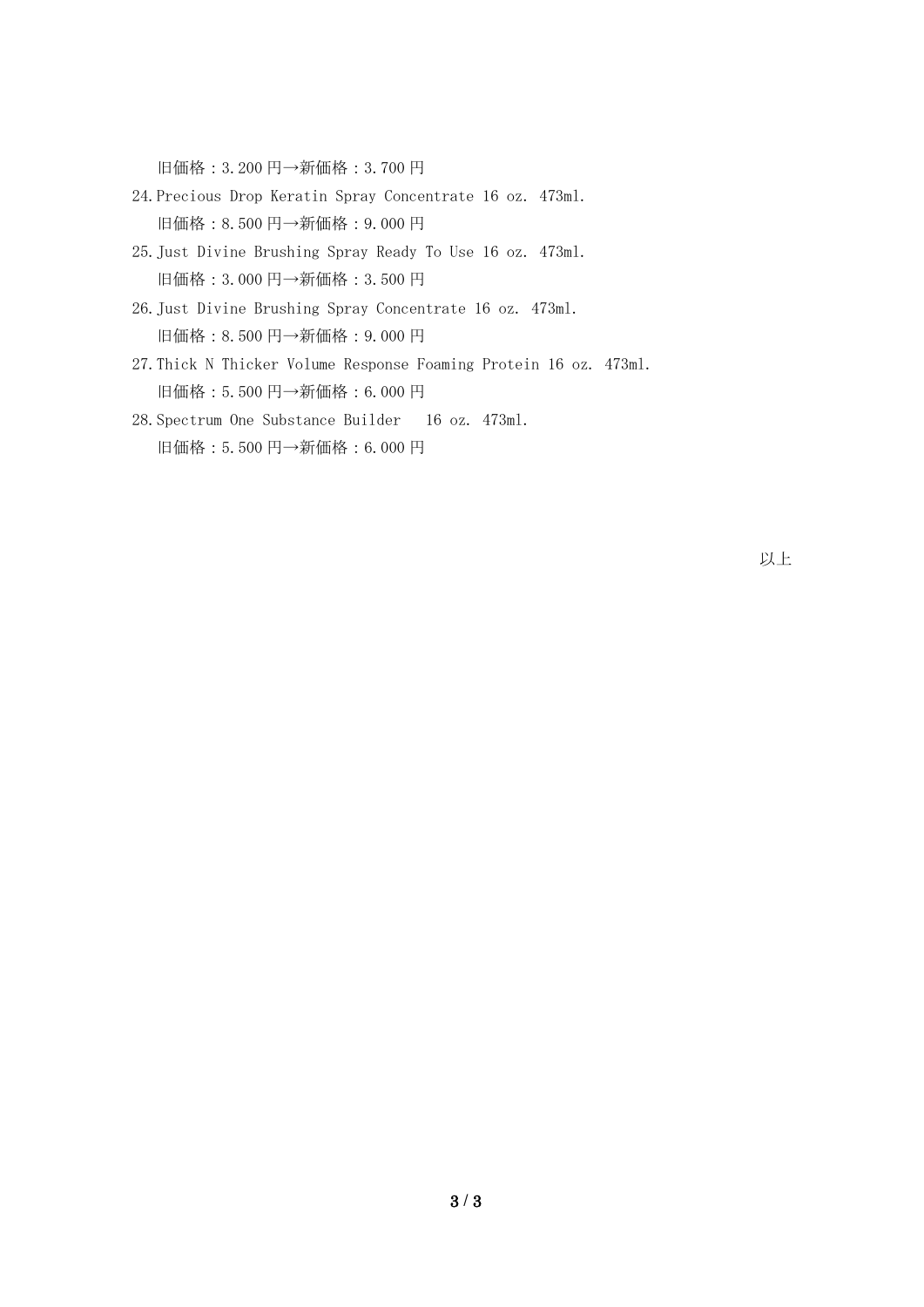旧価格：3.200円→新価格：3.700円

24. Precious Drop Keratin Spray Concentrate 16 oz. 473ml.
    旧価格：8.500円→新価格：9.000円
25. Just Divine Brushing Spray Ready To Use 16 oz. 473ml.
    旧価格：3.000円→新価格：3.500円
26. Just Divine Brushing Spray Concentrate 16 oz. 473ml.
    旧価格：8.500円→新価格：9.000円
27. Thick N Thicker Volume Response Foaming Protein 16 oz. 473ml.
    旧価格：5.500円→新価格：6.000円
28. Spectrum One Substance Builder　16 oz. 473ml.
    旧価格：5.500円→新価格：6.000円

以上